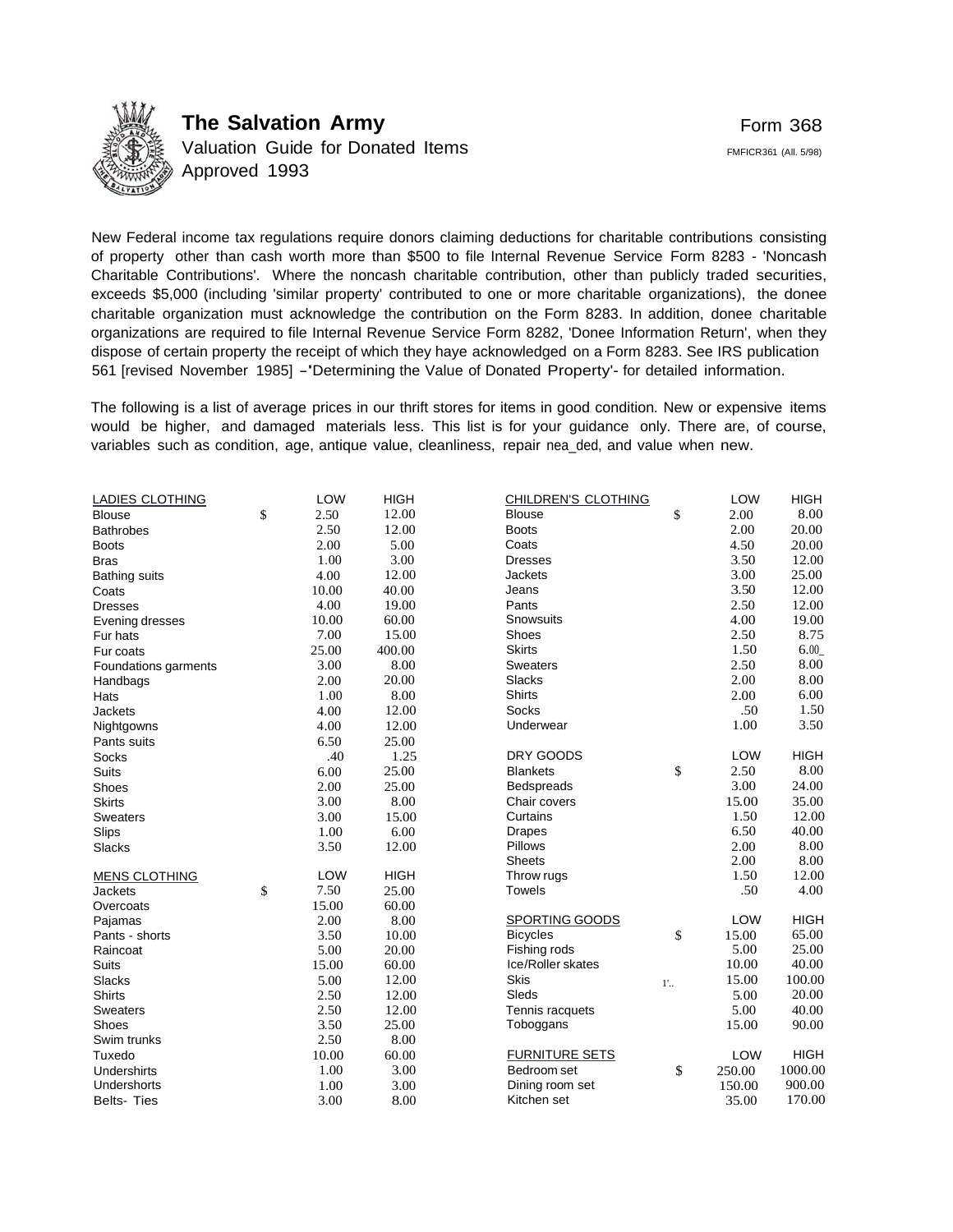# The Salvation Army

Valuation Guide for Donated Items
Approved 1993

Form 368

FMFICR361 (All. 5/98)

New Federal income tax regulations require donors claiming deductions for charitable contributions consisting of property other than cash worth more than $500 to file Internal Revenue Service Form 8283 - 'Noncash Charitable Contributions'. Where the noncash charitable contribution, other than publicly traded securities, exceeds $5,000 (including 'similar property' contributed to one or more charitable organizations), the donee charitable organization must acknowledge the contribution on the Form 8283. In addition, donee charitable organizations are required to file Internal Revenue Service Form 8282, 'Donee Information Return', when they dispose of certain property the receipt of which they haye acknowledged on a Form 8283. See IRS publication 561 [revised November 1985] -'Determining the Value of Donated Property'- for detailed information.

The following is a list of average prices in our thrift stores for items in good condition. New or expensive items would be higher, and damaged materials less. This list is for your guidance only. There are, of course, variables such as condition, age, antique value, cleanliness, repair nea_ded, and value when new.

| LADIES CLOTHING | | LOW | HIGH |
|---|---|---|---|
| Blouse | $ | 2.50 | 12.00 |
| Bathrobes | | 2.50 | 12.00 |
| Boots | | 2.00 | 5.00 |
| Bras | | 1.00 | 3.00 |
| Bathing suits | | 4.00 | 12.00 |
| Coats | | 10.00 | 40.00 |
| Dresses | | 4.00 | 19.00 |
| Evening dresses | | 10.00 | 60.00 |
| Fur hats | | 7.00 | 15.00 |
| Fur coats | | 25.00 | 400.00 |
| Foundations garments | | 3.00 | 8.00 |
| Handbags | | 2.00 | 20.00 |
| Hats | | 1.00 | 8.00 |
| Jackets | | 4.00 | 12.00 |
| Nightgowns | | 4.00 | 12.00 |
| Pants suits | | 6.50 | 25.00 |
| Socks | | .40 | 1.25 |
| Suits | | 6.00 | 25.00 |
| Shoes | | 2.00 | 25.00 |
| Skirts | | 3.00 | 8.00 |
| Sweaters | | 3.00 | 15.00 |
| Slips | | 1.00 | 6.00 |
| Slacks | | 3.50 | 12.00 |

| MENS CLOTHING | | LOW | HIGH |
|---|---|---|---|
| Jackets | $ | 7.50 | 25.00 |
| Overcoats | | 15.00 | 60.00 |
| Pajamas | | 2.00 | 8.00 |
| Pants - shorts | | 3.50 | 10.00 |
| Raincoat | | 5.00 | 20.00 |
| Suits | | 15.00 | 60.00 |
| Slacks | | 5.00 | 12.00 |
| Shirts | | 2.50 | 12.00 |
| Sweaters | | 2.50 | 12.00 |
| Shoes | | 3.50 | 25.00 |
| Swim trunks | | 2.50 | 8.00 |
| Tuxedo | | 10.00 | 60.00 |
| Undershirts | | 1.00 | 3.00 |
| Undershorts | | 1.00 | 3.00 |
| Belts- Ties | | 3.00 | 8.00 |

| CHILDREN'S CLOTHING | | LOW | HIGH |
|---|---|---|---|
| Blouse | $ | 2.00 | 8.00 |
| Boots | | 2.00 | 20.00 |
| Coats | | 4.50 | 20.00 |
| Dresses | | 3.50 | 12.00 |
| Jackets | | 3.00 | 25.00 |
| Jeans | | 3.50 | 12.00 |
| Pants | | 2.50 | 12.00 |
| Snowsuits | | 4.00 | 19.00 |
| Shoes | | 2.50 | 8.75 |
| Skirts | | 1.50 | 6.00 |
| Sweaters | | 2.50 | 8.00 |
| Slacks | | 2.00 | 8.00 |
| Shirts | | 2.00 | 6.00 |
| Socks | | .50 | 1.50 |
| Underwear | | 1.00 | 3.50 |

| DRY GOODS | | LOW | HIGH |
|---|---|---|---|
| Blankets | $ | 2.50 | 8.00 |
| Bedspreads | | 3.00 | 24.00 |
| Chair covers | | 15.00 | 35.00 |
| Curtains | | 1.50 | 12.00 |
| Drapes | | 6.50 | 40.00 |
| Pillows | | 2.00 | 8.00 |
| Sheets | | 2.00 | 8.00 |
| Throw rugs | | 1.50 | 12.00 |
| Towels | | .50 | 4.00 |

| SPORTING GOODS | | LOW | HIGH |
|---|---|---|---|
| Bicycles | $ | 15.00 | 65.00 |
| Fishing rods | | 5.00 | 25.00 |
| Ice/Roller skates | | 10.00 | 40.00 |
| Skis | | 15.00 | 100.00 |
| Sleds | | 5.00 | 20.00 |
| Tennis racquets | | 5.00 | 40.00 |
| Toboggans | | 15.00 | 90.00 |

| FURNITURE SETS | | LOW | HIGH |
|---|---|---|---|
| Bedroom set | $ | 250.00 | 1000.00 |
| Dining room set | | 150.00 | 900.00 |
| Kitchen set | | 35.00 | 170.00 |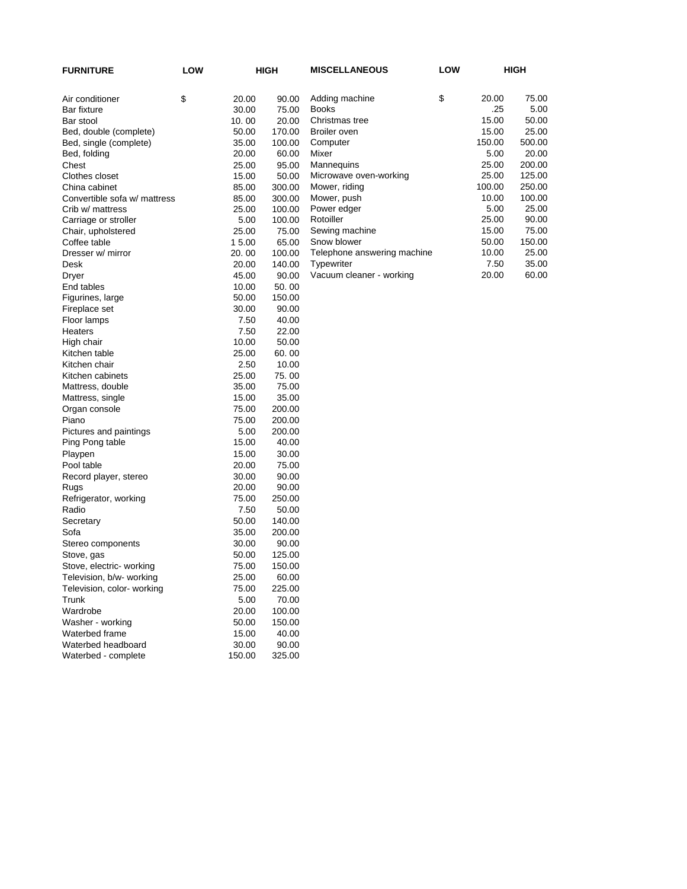| FURNITURE | LOW | | HIGH |
|---|---|---|---|
| Air conditioner | $ | 20.00 | 90.00 |
| Bar fixture | | 30.00 | 75.00 |
| Bar stool | | 10. 00 | 20.00 |
| Bed, double (complete) | | 50.00 | 170.00 |
| Bed, single (complete) | | 35.00 | 100.00 |
| Bed, folding | | 20.00 | 60.00 |
| Chest | | 25.00 | 95.00 |
| Clothes closet | | 15.00 | 50.00 |
| China cabinet | | 85.00 | 300.00 |
| Convertible sofa w/ mattress | | 85.00 | 300.00 |
| Crib w/ mattress | | 25.00 | 100.00 |
| Carriage or stroller | | 5.00 | 100.00 |
| Chair, upholstered | | 25.00 | 75.00 |
| Coffee table | | 1 5.00 | 65.00 |
| Dresser w/ mirror | | 20. 00 | 100.00 |
| Desk | | 20.00 | 140.00 |
| Dryer | | 45.00 | 90.00 |
| End tables | | 10.00 | 50. 00 |
| Figurines, large | | 50.00 | 150.00 |
| Fireplace set | | 30.00 | 90.00 |
| Floor lamps | | 7.50 | 40.00 |
| Heaters | | 7.50 | 22.00 |
| High chair | | 10.00 | 50.00 |
| Kitchen table | | 25.00 | 60. 00 |
| Kitchen chair | | 2.50 | 10.00 |
| Kitchen cabinets | | 25.00 | 75. 00 |
| Mattress, double | | 35.00 | 75.00 |
| Mattress, single | | 15.00 | 35.00 |
| Organ console | | 75.00 | 200.00 |
| Piano | | 75.00 | 200.00 |
| Pictures and paintings | | 5.00 | 200.00 |
| Ping Pong table | | 15.00 | 40.00 |
| Playpen | | 15.00 | 30.00 |
| Pool table | | 20.00 | 75.00 |
| Record player, stereo | | 30.00 | 90.00 |
| Rugs | | 20.00 | 90.00 |
| Refrigerator, working | | 75.00 | 250.00 |
| Radio | | 7.50 | 50.00 |
| Secretary | | 50.00 | 140.00 |
| Sofa | | 35.00 | 200.00 |
| Stereo components | | 30.00 | 90.00 |
| Stove, gas | | 50.00 | 125.00 |
| Stove, electric- working | | 75.00 | 150.00 |
| Television, b/w- working | | 25.00 | 60.00 |
| Television, color- working | | 75.00 | 225.00 |
| Trunk | | 5.00 | 70.00 |
| Wardrobe | | 20.00 | 100.00 |
| Washer - working | | 50.00 | 150.00 |
| Waterbed frame | | 15.00 | 40.00 |
| Waterbed headboard | | 30.00 | 90.00 |
| Waterbed - complete | | 150.00 | 325.00 |

| MISCELLANEOUS | LOW | | HIGH |
|---|---|---|---|
| Adding machine | $ | 20.00 | 75.00 |
| Books | | .25 | 5.00 |
| Christmas tree | | 15.00 | 50.00 |
| Broiler oven | | 15.00 | 25.00 |
| Computer | | 150.00 | 500.00 |
| Mixer | | 5.00 | 20.00 |
| Mannequins | | 25.00 | 200.00 |
| Microwave oven-working | | 25.00 | 125.00 |
| Mower, riding | | 100.00 | 250.00 |
| Mower, push | | 10.00 | 100.00 |
| Power edger | | 5.00 | 25.00 |
| Rotoiller | | 25.00 | 90.00 |
| Sewing machine | | 15.00 | 75.00 |
| Snow blower | | 50.00 | 150.00 |
| Telephone answering machine | | 10.00 | 25.00 |
| Typewriter | | 7.50 | 35.00 |
| Vacuum cleaner - working | | 20.00 | 60.00 |